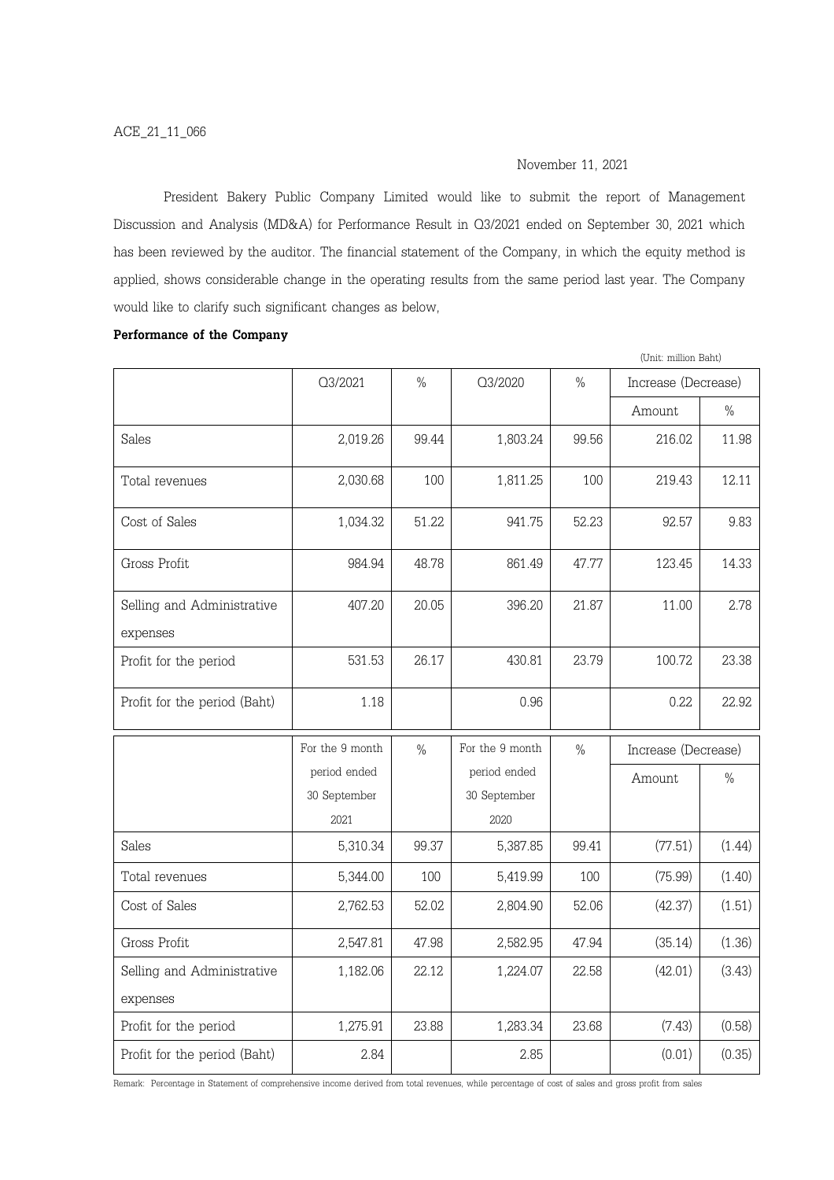ACE_21_11_066

November 11, 2021

President Bakery Public Company Limited would like to submit the report of Management Discussion and Analysis (MD&A) for Performance Result in Q3/2021 ended on September 30, 2021 which has been reviewed by the auditor. The financial statement of the Company, in which the equity method is applied, shows considerable change in the operating results from the same period last year. The Company would like to clarify such significant changes as below,

**Performance of the Company**

(Unit: million Baht)

| | Q3/2021 | % | Q3/2020 | % | Increase (Decrease) | |
|---|---|---|---|---|---|---|
| | | | | | Amount | % |
| Sales | 2,019.26 | 99.44 | 1,803.24 | 99.56 | 216.02 | 11.98 |
| Total revenues | 2,030.68 | 100 | 1,811.25 | 100 | 219.43 | 12.11 |
| Cost of Sales | 1,034.32 | 51.22 | 941.75 | 52.23 | 92.57 | 9.83 |
| Gross Profit | 984.94 | 48.78 | 861.49 | 47.77 | 123.45 | 14.33 |
| Selling and Administrative expenses | 407.20 | 20.05 | 396.20 | 21.87 | 11.00 | 2.78 |
| Profit for the period | 531.53 | 26.17 | 430.81 | 23.79 | 100.72 | 23.38 |
| Profit for the period (Baht) | 1.18 | | 0.96 | | 0.22 | 22.92 |

| | For the 9 month period ended 30 September 2021 | % | For the 9 month period ended 30 September 2020 | % | Increase (Decrease) | |
|---|---|---|---|---|---|---|
| | | | | | Amount | % |
| Sales | 5,310.34 | 99.37 | 5,387.85 | 99.41 | (77.51) | (1.44) |
| Total revenues | 5,344.00 | 100 | 5,419.99 | 100 | (75.99) | (1.40) |
| Cost of Sales | 2,762.53 | 52.02 | 2,804.90 | 52.06 | (42.37) | (1.51) |
| Gross Profit | 2,547.81 | 47.98 | 2,582.95 | 47.94 | (35.14) | (1.36) |
| Selling and Administrative expenses | 1,182.06 | 22.12 | 1,224.07 | 22.58 | (42.01) | (3.43) |
| Profit for the period | 1,275.91 | 23.88 | 1,283.34 | 23.68 | (7.43) | (0.58) |
| Profit for the period (Baht) | 2.84 | | 2.85 | | (0.01) | (0.35) |

Remark: Percentage in Statement of comprehensive income derived from total revenues, while percentage of cost of sales and gross profit from sales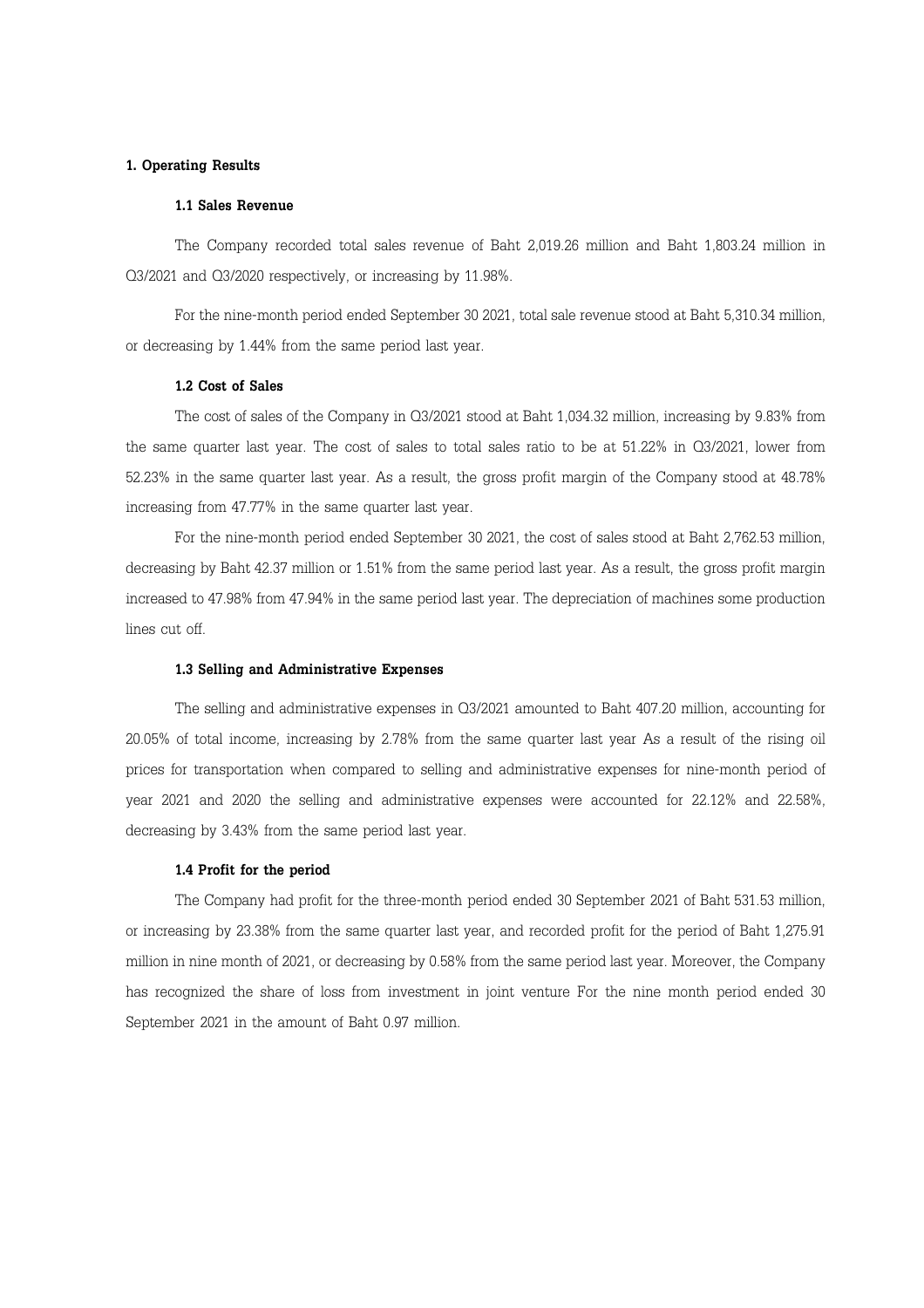## 1. Operating Results

### 1.1 Sales Revenue

The Company recorded total sales revenue of Baht 2,019.26 million and Baht 1,803.24 million in Q3/2021 and Q3/2020 respectively, or increasing by 11.98%.

For the nine-month period ended September 30 2021, total sale revenue stood at Baht 5,310.34 million, or decreasing by 1.44% from the same period last year.

### 1.2 Cost of Sales

The cost of sales of the Company in Q3/2021 stood at Baht 1,034.32 million, increasing by 9.83% from the same quarter last year. The cost of sales to total sales ratio to be at 51.22% in Q3/2021, lower from 52.23% in the same quarter last year. As a result, the gross profit margin of the Company stood at 48.78% increasing from 47.77% in the same quarter last year.

For the nine-month period ended September 30 2021, the cost of sales stood at Baht 2,762.53 million, decreasing by Baht 42.37 million or 1.51% from the same period last year. As a result, the gross profit margin increased to 47.98% from 47.94% in the same period last year. The depreciation of machines some production lines cut off.

### 1.3 Selling and Administrative Expenses

The selling and administrative expenses in Q3/2021 amounted to Baht 407.20 million, accounting for 20.05% of total income, increasing by 2.78% from the same quarter last year As a result of the rising oil prices for transportation when compared to selling and administrative expenses for nine-month period of year 2021 and 2020 the selling and administrative expenses were accounted for 22.12% and 22.58%, decreasing by 3.43% from the same period last year.

### 1.4 Profit for the period

The Company had profit for the three-month period ended 30 September 2021 of Baht 531.53 million, or increasing by 23.38% from the same quarter last year, and recorded profit for the period of Baht 1,275.91 million in nine month of 2021, or decreasing by 0.58% from the same period last year. Moreover, the Company has recognized the share of loss from investment in joint venture For the nine month period ended 30 September 2021 in the amount of Baht 0.97 million.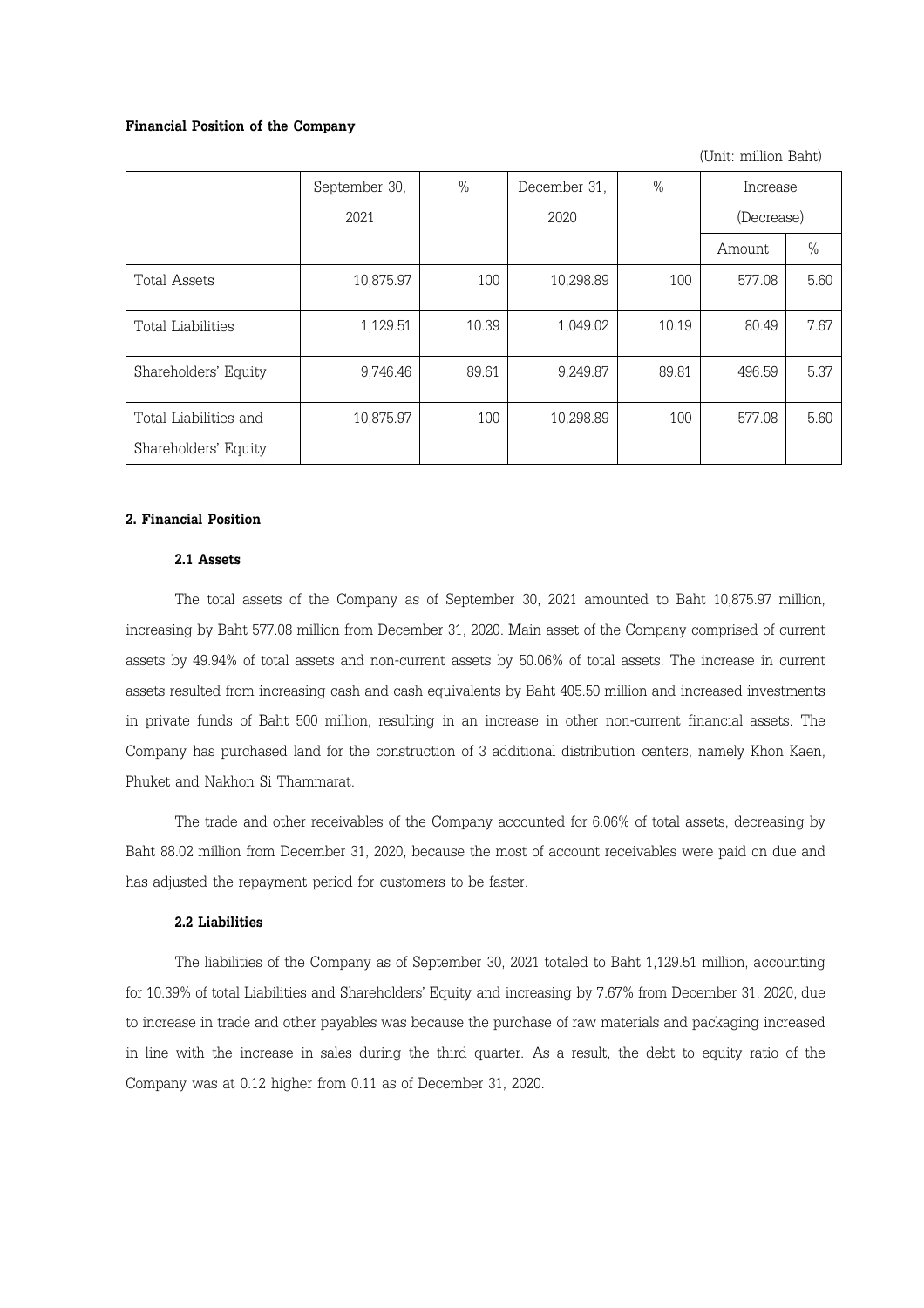**Financial Position of the Company**

(Unit: million Baht)

| | September 30, 2021 | % | December 31, 2020 | % | Increase (Decrease) | |
|---|---|---|---|---|---|---|
| | | | | | Amount | % |
| Total Assets | 10,875.97 | 100 | 10,298.89 | 100 | 577.08 | 5.60 |
| Total Liabilities | 1,129.51 | 10.39 | 1,049.02 | 10.19 | 80.49 | 7.67 |
| Shareholders' Equity | 9,746.46 | 89.61 | 9,249.87 | 89.81 | 496.59 | 5.37 |
| Total Liabilities and Shareholders' Equity | 10,875.97 | 100 | 10,298.89 | 100 | 577.08 | 5.60 |

## 2. Financial Position

### 2.1 Assets

The total assets of the Company as of September 30, 2021 amounted to Baht 10,875.97 million, increasing by Baht 577.08 million from December 31, 2020. Main asset of the Company comprised of current assets by 49.94% of total assets and non-current assets by 50.06% of total assets. The increase in current assets resulted from increasing cash and cash equivalents by Baht 405.50 million and increased investments in private funds of Baht 500 million, resulting in an increase in other non-current financial assets. The Company has purchased land for the construction of 3 additional distribution centers, namely Khon Kaen, Phuket and Nakhon Si Thammarat.

The trade and other receivables of the Company accounted for 6.06% of total assets, decreasing by Baht 88.02 million from December 31, 2020, because the most of account receivables were paid on due and has adjusted the repayment period for customers to be faster.

### 2.2 Liabilities

The liabilities of the Company as of September 30, 2021 totaled to Baht 1,129.51 million, accounting for 10.39% of total Liabilities and Shareholders' Equity and increasing by 7.67% from December 31, 2020, due to increase in trade and other payables was because the purchase of raw materials and packaging increased in line with the increase in sales during the third quarter. As a result, the debt to equity ratio of the Company was at 0.12 higher from 0.11 as of December 31, 2020.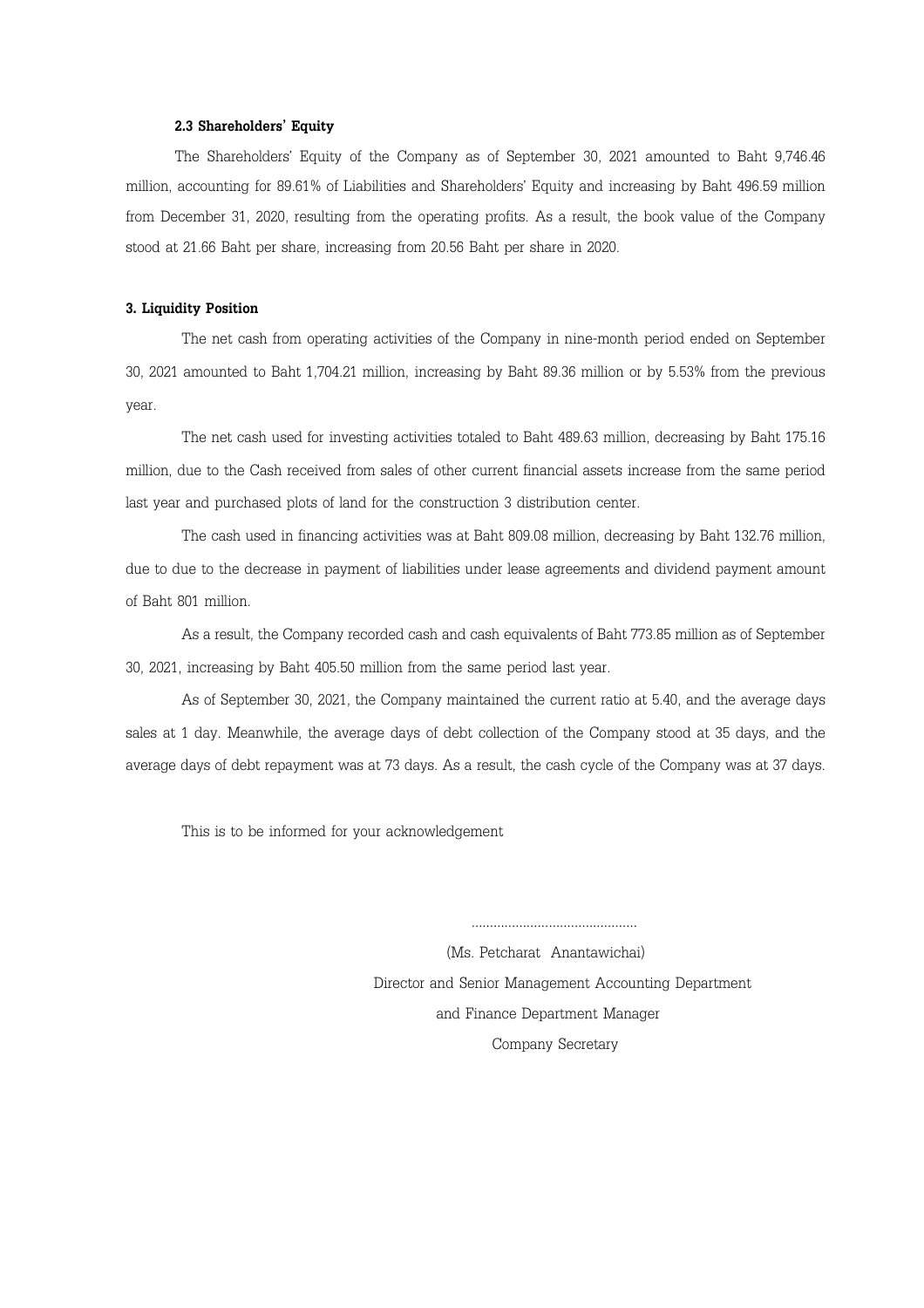### 2.3 Shareholders' Equity

The Shareholders' Equity of the Company as of September 30, 2021 amounted to Baht 9,746.46 million, accounting for 89.61% of Liabilities and Shareholders' Equity and increasing by Baht 496.59 million from December 31, 2020, resulting from the operating profits. As a result, the book value of the Company stood at 21.66 Baht per share, increasing from 20.56 Baht per share in 2020.

### 3. Liquidity Position

The net cash from operating activities of the Company in nine-month period ended on September 30, 2021 amounted to Baht 1,704.21 million, increasing by Baht 89.36 million or by 5.53% from the previous year.

The net cash used for investing activities totaled to Baht 489.63 million, decreasing by Baht 175.16 million, due to the Cash received from sales of other current financial assets increase from the same period last year and purchased plots of land for the construction 3 distribution center.

The cash used in financing activities was at Baht 809.08 million, decreasing by Baht 132.76 million, due to due to the decrease in payment of liabilities under lease agreements and dividend payment amount of Baht 801 million.

As a result, the Company recorded cash and cash equivalents of Baht 773.85 million as of September 30, 2021, increasing by Baht 405.50 million from the same period last year.

As of September 30, 2021, the Company maintained the current ratio at 5.40, and the average days sales at 1 day. Meanwhile, the average days of debt collection of the Company stood at 35 days, and the average days of debt repayment was at 73 days. As a result, the cash cycle of the Company was at 37 days.

This is to be informed for your acknowledgement

............................................

(Ms. Petcharat Anantawichai)

Director and Senior Management Accounting Department

and Finance Department Manager

Company Secretary